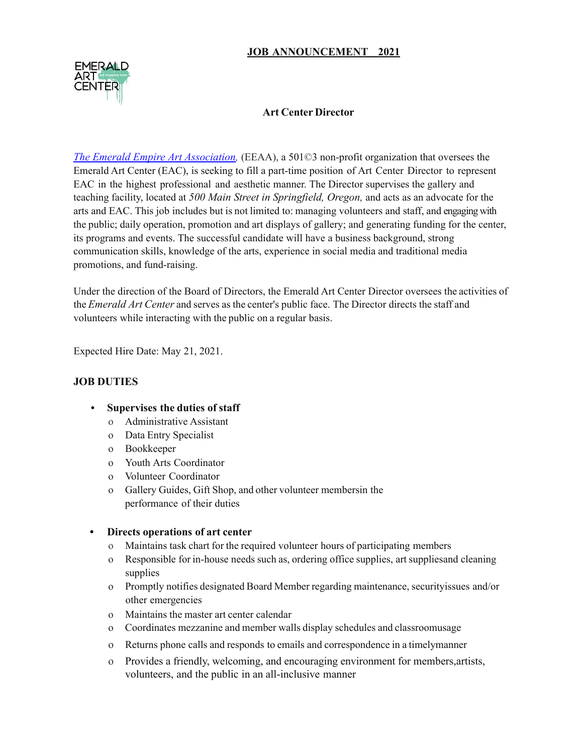# JOB ANNOUNCEMENT 2021

## Art Center Director

*The Emerald Empire Art Association,* (EEAA), a 501©3 non-profit organization that oversees the Emerald Art Center (EAC), is seeking to fill a part-time position of Art Center Director to represent EAC in the highest professional and aesthetic manner. The Director supervises the gallery and teaching facility, located at *500 Main Street in Springfield, Oregon,* and acts as an advocate for the arts and EAC. This job includes but is not limited to: managing volunteers and staff, and engaging with the public; daily operation, promotion and art displays of gallery; and generating funding for the center, its programs and events. The successful candidate will have a business background, strong communication skills, knowledge of the arts, experience in social media and traditional media promotions, and fund-raising.

Under the direction of the Board of Directors, the Emerald Art Center Director oversees the activities of the *Emerald Art Center* and serves as the center's public face. The Director directs the staff and volunteers while interacting with the public on a regular basis.

Expected Hire Date: May 21, 2021.

### JOB DUTIES

- **Supervises the duties of staff**
  - Administrative Assistant
  - Data Entry Specialist
  - Bookkeeper
  - Youth Arts Coordinator
  - Volunteer Coordinator
  - Gallery Guides, Gift Shop, and other volunteer membersin the performance of their duties

- **Directs operations of art center**
  - Maintains task chart for the required volunteer hours of participating members
  - Responsible for in-house needs such as, ordering office supplies, art suppliesand cleaning supplies
  - Promptly notifies designated Board Member regarding maintenance, securityissues and/or other emergencies
  - Maintains the master art center calendar
  - Coordinates mezzanine and member walls display schedules and classroomusage
  - Returns phone calls and responds to emails and correspondence in a timelymanner
  - Provides a friendly, welcoming, and encouraging environment for members,artists, volunteers, and the public in an all-inclusive manner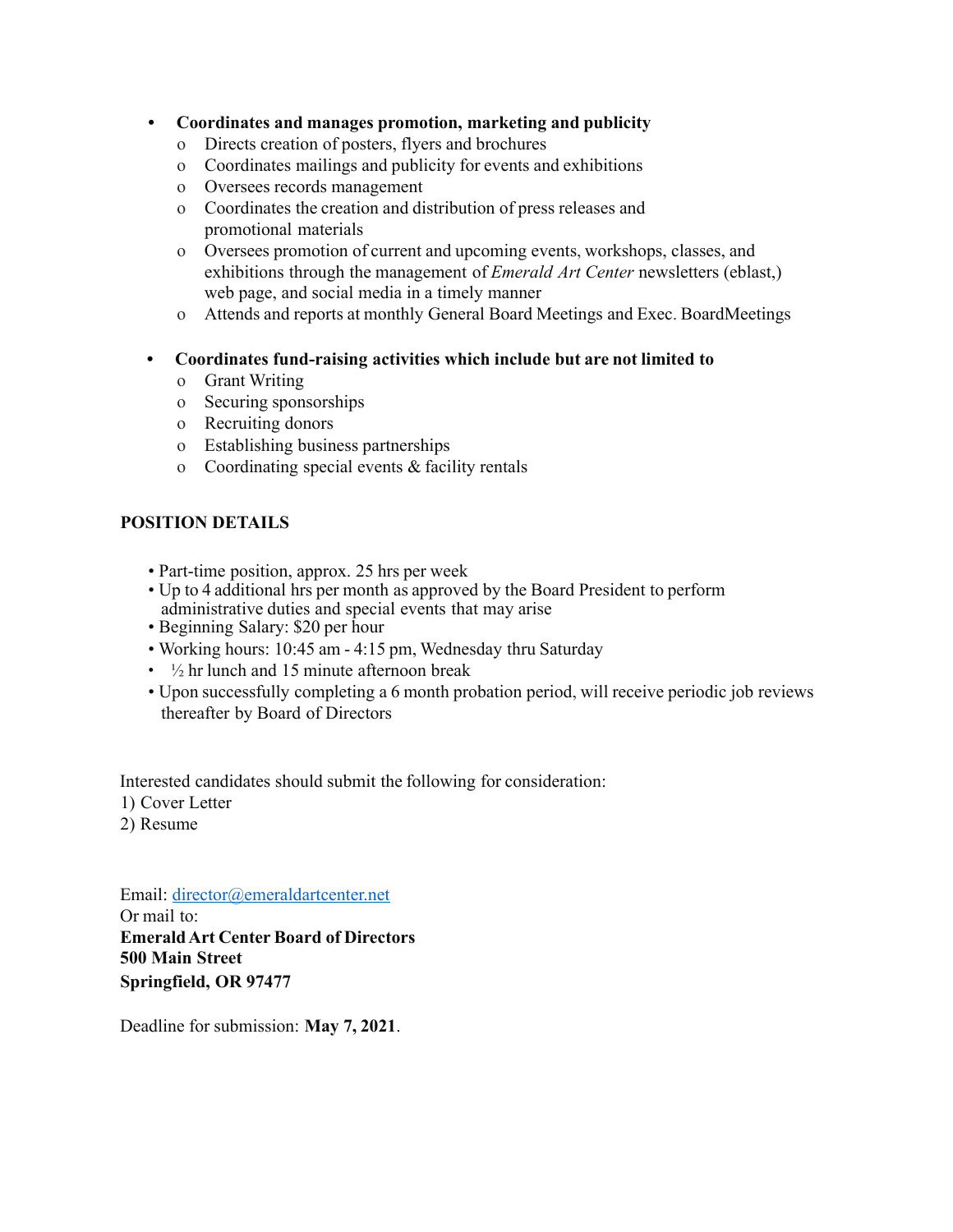- **Coordinates and manages promotion, marketing and publicity**
  - Directs creation of posters, flyers and brochures
  - Coordinates mailings and publicity for events and exhibitions
  - Oversees records management
  - Coordinates the creation and distribution of press releases and promotional materials
  - Oversees promotion of current and upcoming events, workshops, classes, and exhibitions through the management of *Emerald Art Center* newsletters (eblast,) web page, and social media in a timely manner
  - Attends and reports at monthly General Board Meetings and Exec. BoardMeetings

- **Coordinates fund-raising activities which include but are not limited to**
  - Grant Writing
  - Securing sponsorships
  - Recruiting donors
  - Establishing business partnerships
  - Coordinating special events & facility rentals

## POSITION DETAILS

- Part-time position, approx. 25 hrs per week
- Up to 4 additional hrs per month as approved by the Board President to perform administrative duties and special events that may arise
- Beginning Salary: $20 per hour
- Working hours: 10:45 am - 4:15 pm, Wednesday thru Saturday
- ½ hr lunch and 15 minute afternoon break
- Upon successfully completing a 6 month probation period, will receive periodic job reviews thereafter by Board of Directors

Interested candidates should submit the following for consideration:
1) Cover Letter
2) Resume

Email: director@emeraldartcenter.net
Or mail to:
**Emerald Art Center Board of Directors**
**500 Main Street**
**Springfield, OR 97477**

Deadline for submission: **May 7, 2021**.